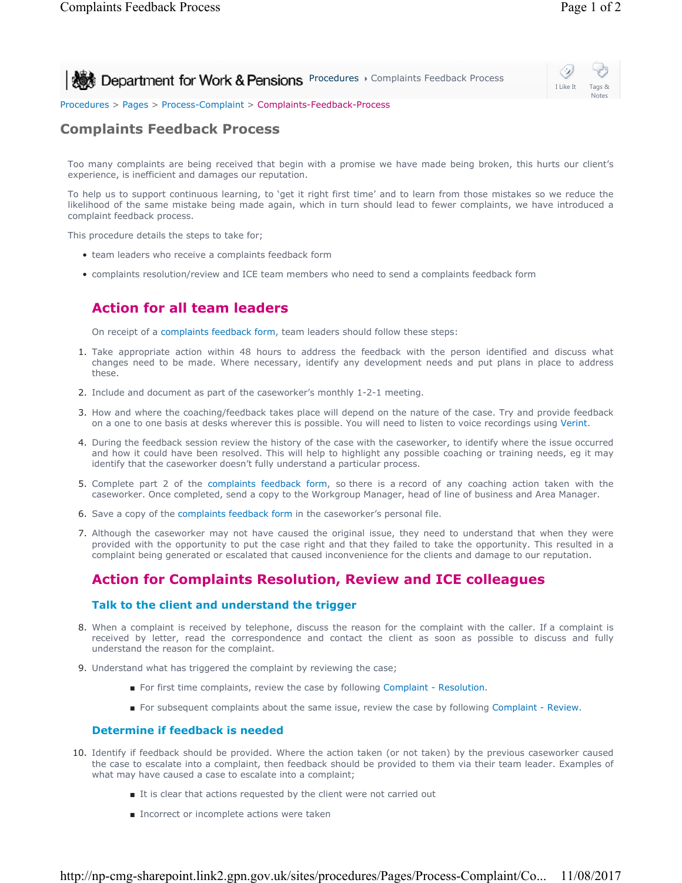Procedures > Pages > Process-Complaint > Complaints-Feedback-Process

# Complaints Feedback Process

Too many complaints are being received that begin with a promise we have made being broken, this hurts our client's experience, is inefficient and damages our reputation.

To help us to support continuous learning, to 'get it right first time' and to learn from those mistakes so we reduce the likelihood of the same mistake being made again, which in turn should lead to fewer complaints, we have introduced a complaint feedback process.

This procedure details the steps to take for;

- team leaders who receive a complaints feedback form
- complaints resolution/review and ICE team members who need to send a complaints feedback form

## Action for all team leaders

On receipt of a complaints feedback form, team leaders should follow these steps:

1. Take appropriate action within 48 hours to address the feedback with the person identified and discuss what changes need to be made. Where necessary, identify any development needs and put plans in place to address these.
2. Include and document as part of the caseworker's monthly 1-2-1 meeting.
3. How and where the coaching/feedback takes place will depend on the nature of the case. Try and provide feedback on a one to one basis at desks wherever this is possible. You will need to listen to voice recordings using Verint.
4. During the feedback session review the history of the case with the caseworker, to identify where the issue occurred and how it could have been resolved. This will help to highlight any possible coaching or training needs, eg it may identify that the caseworker doesn't fully understand a particular process.
5. Complete part 2 of the complaints feedback form, so there is a record of any coaching action taken with the caseworker. Once completed, send a copy to the Workgroup Manager, head of line of business and Area Manager.
6. Save a copy of the complaints feedback form in the caseworker's personal file.
7. Although the caseworker may not have caused the original issue, they need to understand that when they were provided with the opportunity to put the case right and that they failed to take the opportunity. This resulted in a complaint being generated or escalated that caused inconvenience for the clients and damage to our reputation.

## Action for Complaints Resolution, Review and ICE colleagues

### Talk to the client and understand the trigger

8. When a complaint is received by telephone, discuss the reason for the complaint with the caller. If a complaint is received by letter, read the correspondence and contact the client as soon as possible to discuss and fully understand the reason for the complaint.
9. Understand what has triggered the complaint by reviewing the case;
   - For first time complaints, review the case by following Complaint - Resolution.
   - For subsequent complaints about the same issue, review the case by following Complaint - Review.

### Determine if feedback is needed

10. Identify if feedback should be provided. Where the action taken (or not taken) by the previous caseworker caused the case to escalate into a complaint, then feedback should be provided to them via their team leader. Examples of what may have caused a case to escalate into a complaint;
    - It is clear that actions requested by the client were not carried out
    - Incorrect or incomplete actions were taken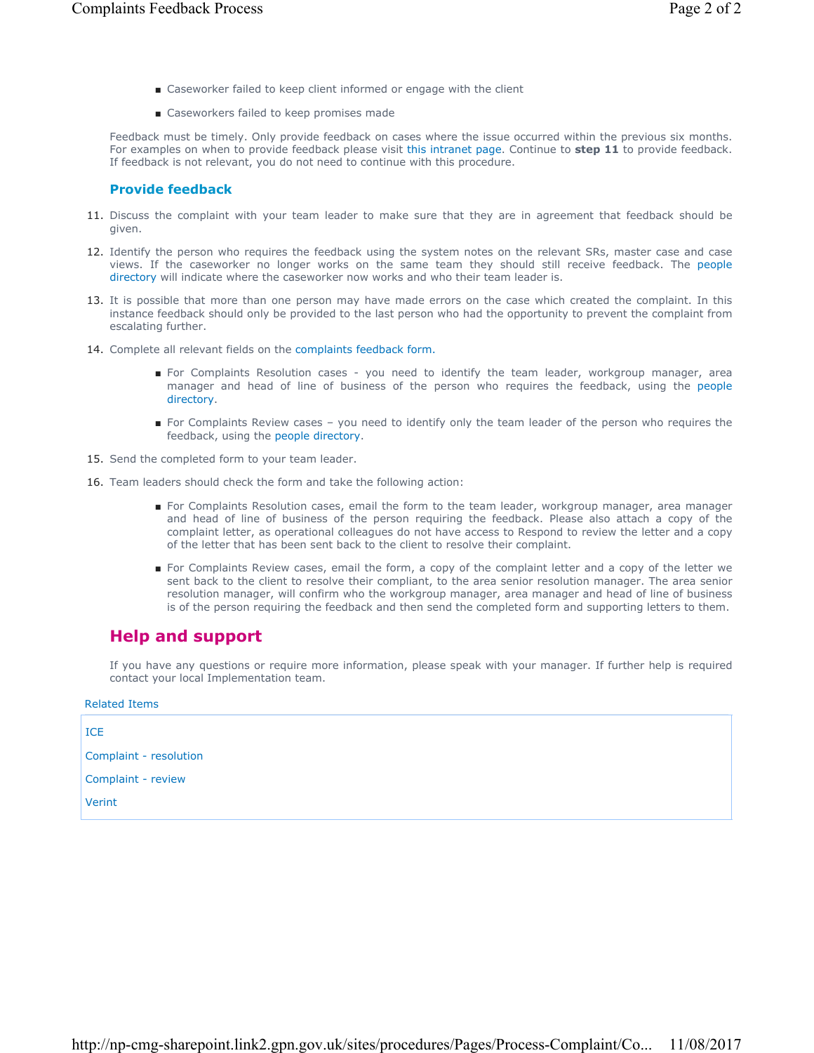- Caseworker failed to keep client informed or engage with the client
- Caseworkers failed to keep promises made

Feedback must be timely. Only provide feedback on cases where the issue occurred within the previous six months. For examples on when to provide feedback please visit this intranet page. Continue to **step 11** to provide feedback. If feedback is not relevant, you do not need to continue with this procedure.

### Provide feedback

11. Discuss the complaint with your team leader to make sure that they are in agreement that feedback should be given.
12. Identify the person who requires the feedback using the system notes on the relevant SRs, master case and case views. If the caseworker no longer works on the same team they should still receive feedback. The people directory will indicate where the caseworker now works and who their team leader is.
13. It is possible that more than one person may have made errors on the case which created the complaint. In this instance feedback should only be provided to the last person who had the opportunity to prevent the complaint from escalating further.
14. Complete all relevant fields on the complaints feedback form.
    - For Complaints Resolution cases - you need to identify the team leader, workgroup manager, area manager and head of line of business of the person who requires the feedback, using the people directory.
    - For Complaints Review cases – you need to identify only the team leader of the person who requires the feedback, using the people directory.
15. Send the completed form to your team leader.
16. Team leaders should check the form and take the following action:
    - For Complaints Resolution cases, email the form to the team leader, workgroup manager, area manager and head of line of business of the person requiring the feedback. Please also attach a copy of the complaint letter, as operational colleagues do not have access to Respond to review the letter and a copy of the letter that has been sent back to the client to resolve their complaint.
    - For Complaints Review cases, email the form, a copy of the complaint letter and a copy of the letter we sent back to the client to resolve their compliant, to the area senior resolution manager. The area senior resolution manager, will confirm who the workgroup manager, area manager and head of line of business is of the person requiring the feedback and then send the completed form and supporting letters to them.

## Help and support

If you have any questions or require more information, please speak with your manager. If further help is required contact your local Implementation team.

Related Items

- ICE
- Complaint - resolution
- Complaint - review
- Verint